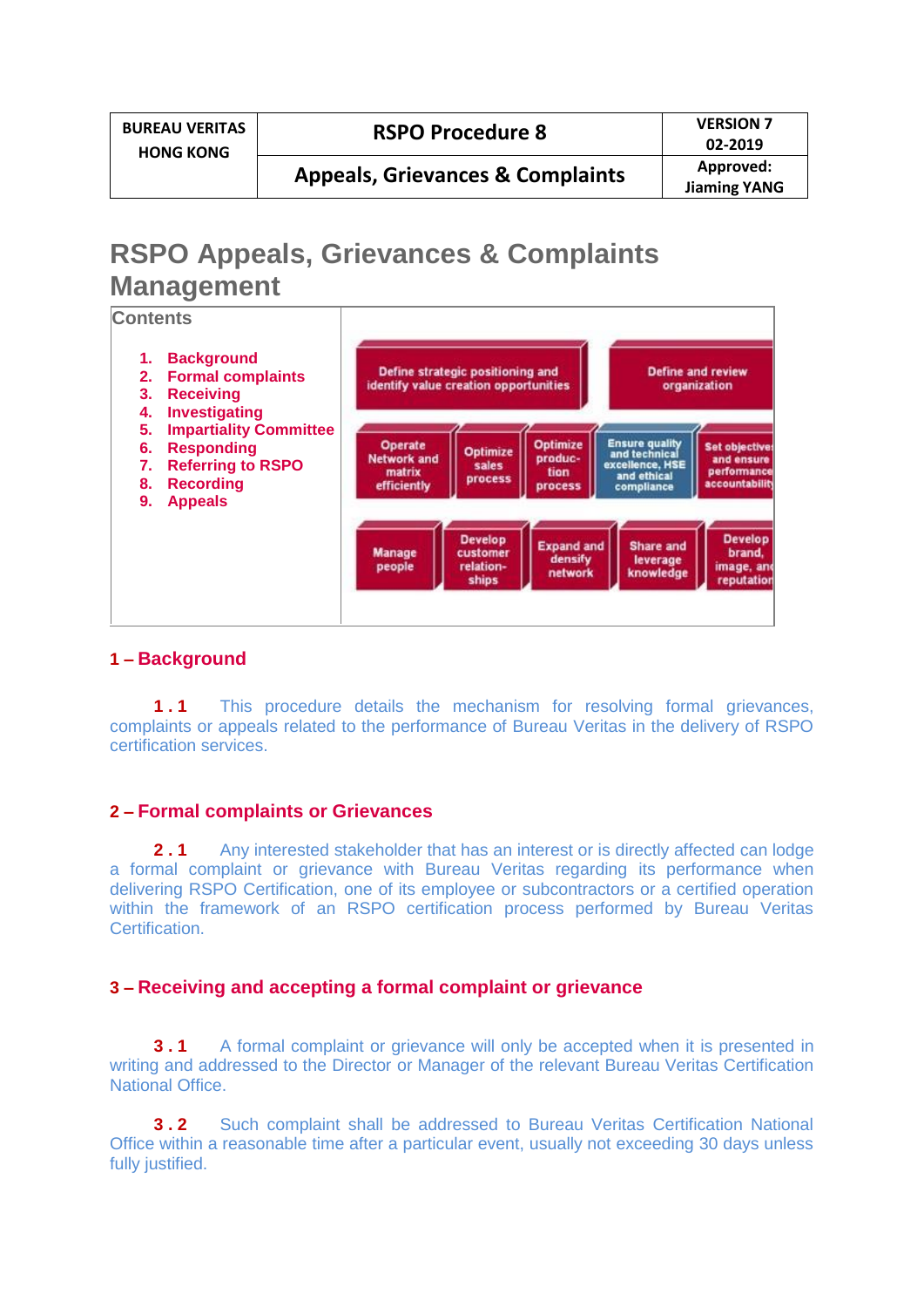| BUREAU VERITAS HONG KONG | RSPO Procedure 8 | VERSION 7 02-2019 |
| --- | --- | --- |
| | Appeals, Grievances & Complaints | Approved: Jiaming YANG |

# RSPO Appeals, Grievances & Complaints Management

**Contents**

1. **Background**
2. **Formal complaints**
3. **Receiving**
4. **Investigating**
5. **Impartiality Committee**
6. **Responding**
7. **Referring to RSPO**
8. **Recording**
9. **Appeals**

Define strategic positioning and identify value creation opportunities | Define and review organization

Operate Network and matrix efficiently | Optimize sales process | Optimize production process | Ensure quality and technical excellence, HSE and ethical compliance | Set objectives and ensure performance accountability

Manage people | Develop customer relationships | Expand and densify network | Share and leverage knowledge | Develop brand, image, and reputation

## 1 – Background

**1.1** This procedure details the mechanism for resolving formal grievances, complaints or appeals related to the performance of Bureau Veritas in the delivery of RSPO certification services.

## 2 – Formal complaints or Grievances

**2.1** Any interested stakeholder that has an interest or is directly affected can lodge a formal complaint or grievance with Bureau Veritas regarding its performance when delivering RSPO Certification, one of its employee or subcontractors or a certified operation within the framework of an RSPO certification process performed by Bureau Veritas Certification.

## 3 – Receiving and accepting a formal complaint or grievance

**3.1** A formal complaint or grievance will only be accepted when it is presented in writing and addressed to the Director or Manager of the relevant Bureau Veritas Certification National Office.

**3.2** Such complaint shall be addressed to Bureau Veritas Certification National Office within a reasonable time after a particular event, usually not exceeding 30 days unless fully justified.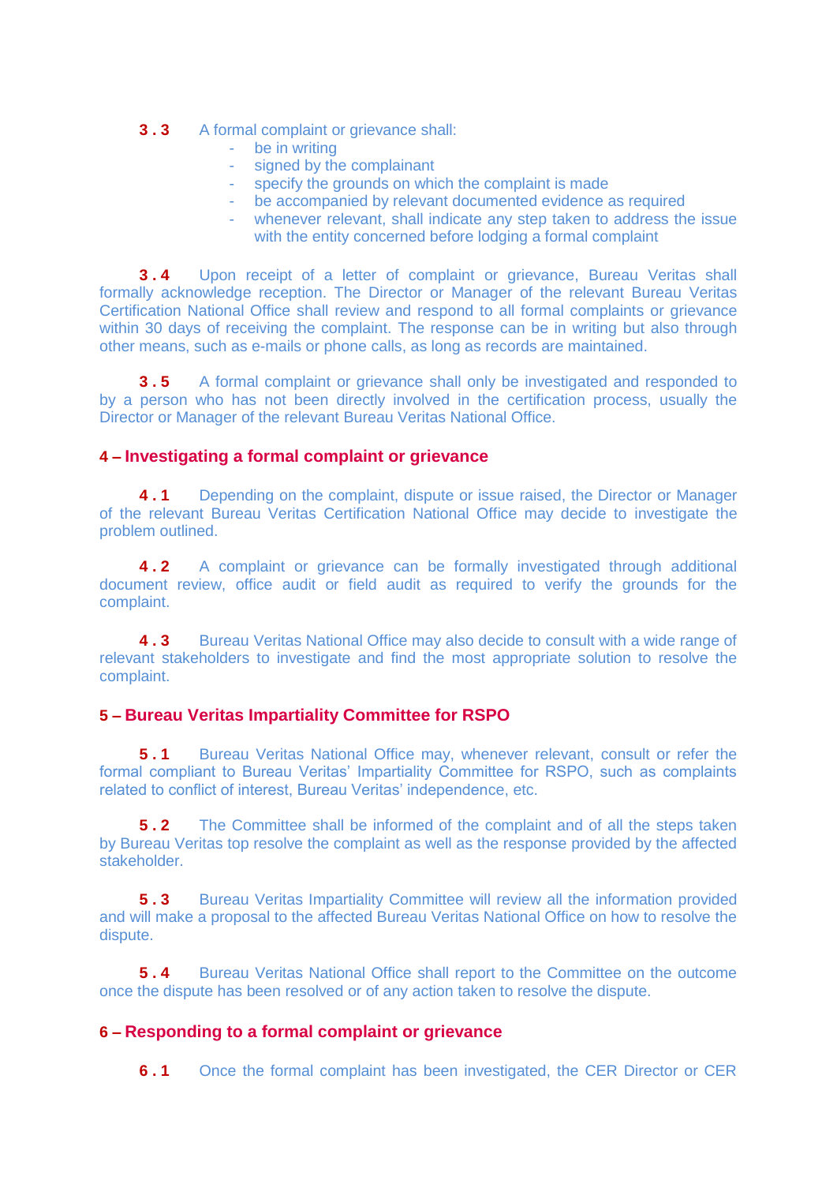**3.3** A formal complaint or grievance shall:

- be in writing
- signed by the complainant
- specify the grounds on which the complaint is made
- be accompanied by relevant documented evidence as required
- whenever relevant, shall indicate any step taken to address the issue with the entity concerned before lodging a formal complaint

**3.4** Upon receipt of a letter of complaint or grievance, Bureau Veritas shall formally acknowledge reception. The Director or Manager of the relevant Bureau Veritas Certification National Office shall review and respond to all formal complaints or grievance within 30 days of receiving the complaint. The response can be in writing but also through other means, such as e-mails or phone calls, as long as records are maintained.

**3.5** A formal complaint or grievance shall only be investigated and responded to by a person who has not been directly involved in the certification process, usually the Director or Manager of the relevant Bureau Veritas National Office.

## 4 – Investigating a formal complaint or grievance

**4.1** Depending on the complaint, dispute or issue raised, the Director or Manager of the relevant Bureau Veritas Certification National Office may decide to investigate the problem outlined.

**4.2** A complaint or grievance can be formally investigated through additional document review, office audit or field audit as required to verify the grounds for the complaint.

**4.3** Bureau Veritas National Office may also decide to consult with a wide range of relevant stakeholders to investigate and find the most appropriate solution to resolve the complaint.

## 5 – Bureau Veritas Impartiality Committee for RSPO

**5.1** Bureau Veritas National Office may, whenever relevant, consult or refer the formal compliant to Bureau Veritas' Impartiality Committee for RSPO, such as complaints related to conflict of interest, Bureau Veritas' independence, etc.

**5.2** The Committee shall be informed of the complaint and of all the steps taken by Bureau Veritas top resolve the complaint as well as the response provided by the affected stakeholder.

**5.3** Bureau Veritas Impartiality Committee will review all the information provided and will make a proposal to the affected Bureau Veritas National Office on how to resolve the dispute.

**5.4** Bureau Veritas National Office shall report to the Committee on the outcome once the dispute has been resolved or of any action taken to resolve the dispute.

## 6 – Responding to a formal complaint or grievance

**6.1** Once the formal complaint has been investigated, the CER Director or CER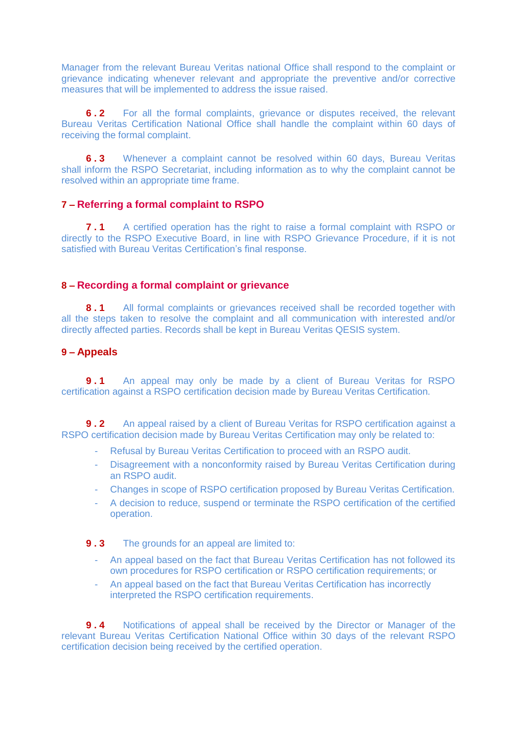Manager from the relevant Bureau Veritas national Office shall respond to the complaint or grievance indicating whenever relevant and appropriate the preventive and/or corrective measures that will be implemented to address the issue raised.

**6.2** For all the formal complaints, grievance or disputes received, the relevant Bureau Veritas Certification National Office shall handle the complaint within 60 days of receiving the formal complaint.

**6.3** Whenever a complaint cannot be resolved within 60 days, Bureau Veritas shall inform the RSPO Secretariat, including information as to why the complaint cannot be resolved within an appropriate time frame.

## 7 – Referring a formal complaint to RSPO

**7.1** A certified operation has the right to raise a formal complaint with RSPO or directly to the RSPO Executive Board, in line with RSPO Grievance Procedure, if it is not satisfied with Bureau Veritas Certification's final response.

## 8 – Recording a formal complaint or grievance

**8.1** All formal complaints or grievances received shall be recorded together with all the steps taken to resolve the complaint and all communication with interested and/or directly affected parties. Records shall be kept in Bureau Veritas QESIS system.

## 9 – Appeals

**9.1** An appeal may only be made by a client of Bureau Veritas for RSPO certification against a RSPO certification decision made by Bureau Veritas Certification.

**9.2** An appeal raised by a client of Bureau Veritas for RSPO certification against a RSPO certification decision made by Bureau Veritas Certification may only be related to:

- Refusal by Bureau Veritas Certification to proceed with an RSPO audit.
- Disagreement with a nonconformity raised by Bureau Veritas Certification during an RSPO audit.
- Changes in scope of RSPO certification proposed by Bureau Veritas Certification.
- A decision to reduce, suspend or terminate the RSPO certification of the certified operation.

**9.3** The grounds for an appeal are limited to:

- An appeal based on the fact that Bureau Veritas Certification has not followed its own procedures for RSPO certification or RSPO certification requirements; or
- An appeal based on the fact that Bureau Veritas Certification has incorrectly interpreted the RSPO certification requirements.

**9.4** Notifications of appeal shall be received by the Director or Manager of the relevant Bureau Veritas Certification National Office within 30 days of the relevant RSPO certification decision being received by the certified operation.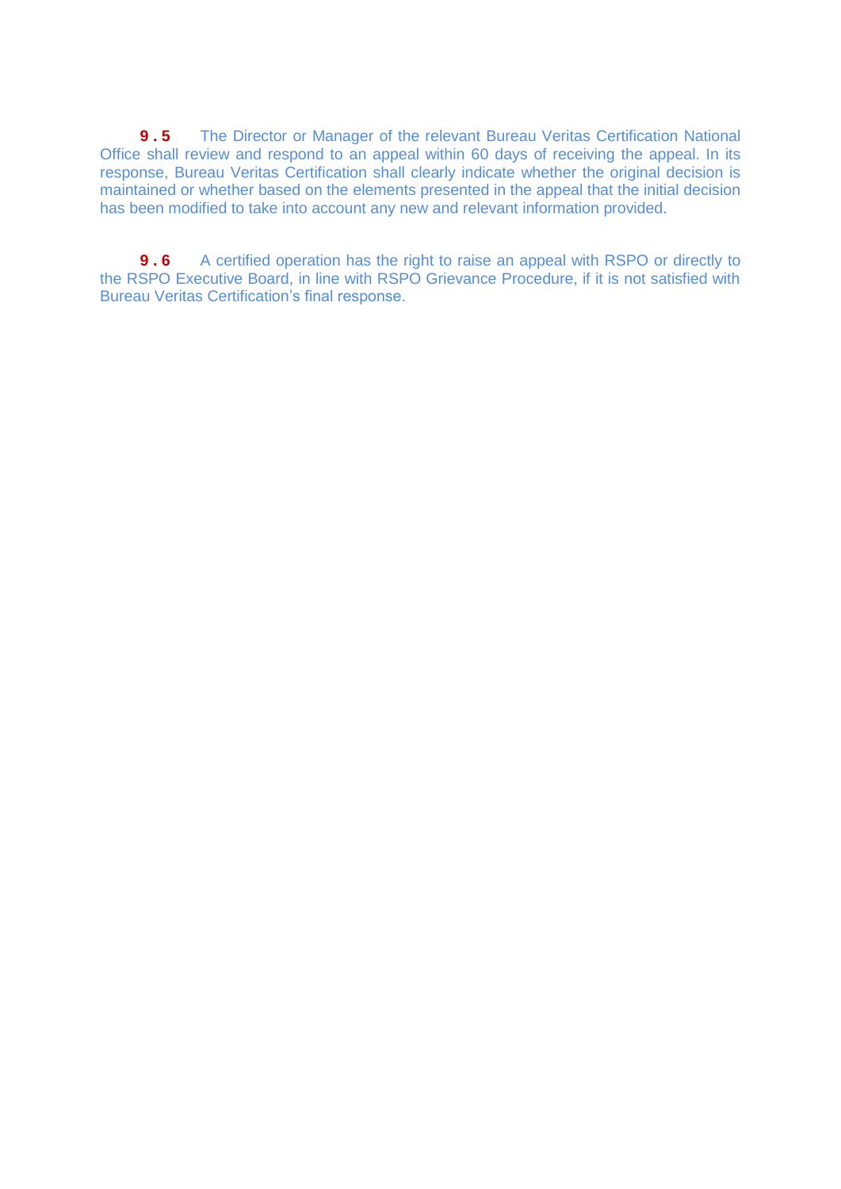**9.5** The Director or Manager of the relevant Bureau Veritas Certification National Office shall review and respond to an appeal within 60 days of receiving the appeal. In its response, Bureau Veritas Certification shall clearly indicate whether the original decision is maintained or whether based on the elements presented in the appeal that the initial decision has been modified to take into account any new and relevant information provided.

**9.6** A certified operation has the right to raise an appeal with RSPO or directly to the RSPO Executive Board, in line with RSPO Grievance Procedure, if it is not satisfied with Bureau Veritas Certification's final response.